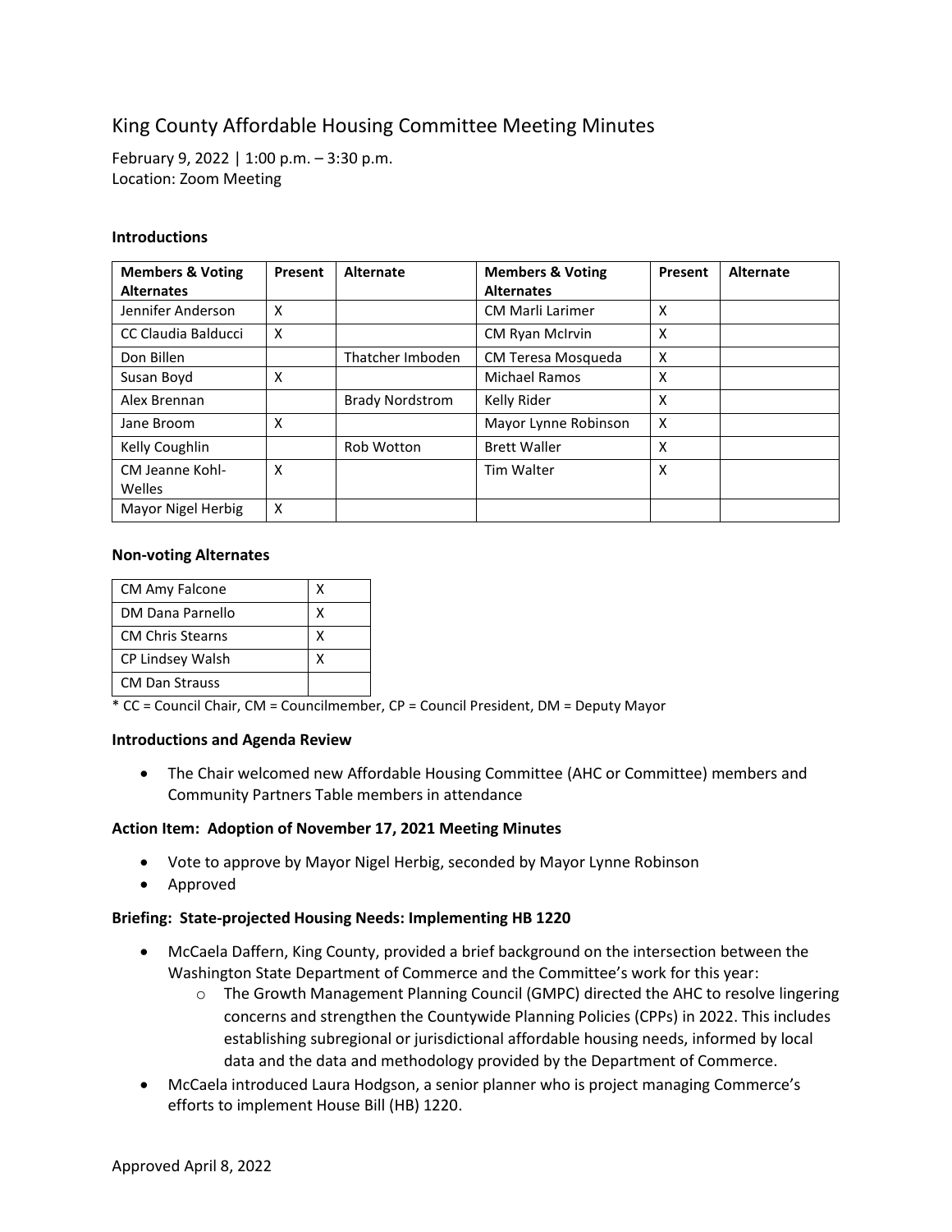# King County Affordable Housing Committee Meeting Minutes

February 9, 2022 | 1:00 p.m. – 3:30 p.m.
Location: Zoom Meeting

### Introductions

| Members & Voting Alternates | Present | Alternate | Members & Voting Alternates | Present | Alternate |
|---|---|---|---|---|---|
| Jennifer Anderson | X | | CM Marli Larimer | X | |
| CC Claudia Balducci | X | | CM Ryan McIrvin | X | |
| Don Billen | | Thatcher Imboden | CM Teresa Mosqueda | X | |
| Susan Boyd | X | | Michael Ramos | X | |
| Alex Brennan | | Brady Nordstrom | Kelly Rider | X | |
| Jane Broom | X | | Mayor Lynne Robinson | X | |
| Kelly Coughlin | | Rob Wotton | Brett Waller | X | |
| CM Jeanne Kohl-Welles | X | | Tim Walter | X | |
| Mayor Nigel Herbig | X | | | | |

### Non-voting Alternates

| | |
|---|---|
| CM Amy Falcone | X |
| DM Dana Parnello | X |
| CM Chris Stearns | X |
| CP Lindsey Walsh | X |
| CM Dan Strauss | |

* CC = Council Chair, CM = Councilmember, CP = Council President, DM = Deputy Mayor

### Introductions and Agenda Review

- The Chair welcomed new Affordable Housing Committee (AHC or Committee) members and Community Partners Table members in attendance

### Action Item: Adoption of November 17, 2021 Meeting Minutes

- Vote to approve by Mayor Nigel Herbig, seconded by Mayor Lynne Robinson
- Approved

### Briefing: State-projected Housing Needs: Implementing HB 1220

- McCaela Daffern, King County, provided a brief background on the intersection between the Washington State Department of Commerce and the Committee's work for this year:
  - The Growth Management Planning Council (GMPC) directed the AHC to resolve lingering concerns and strengthen the Countywide Planning Policies (CPPs) in 2022. This includes establishing subregional or jurisdictional affordable housing needs, informed by local data and the data and methodology provided by the Department of Commerce.
- McCaela introduced Laura Hodgson, a senior planner who is project managing Commerce's efforts to implement House Bill (HB) 1220.

Approved April 8, 2022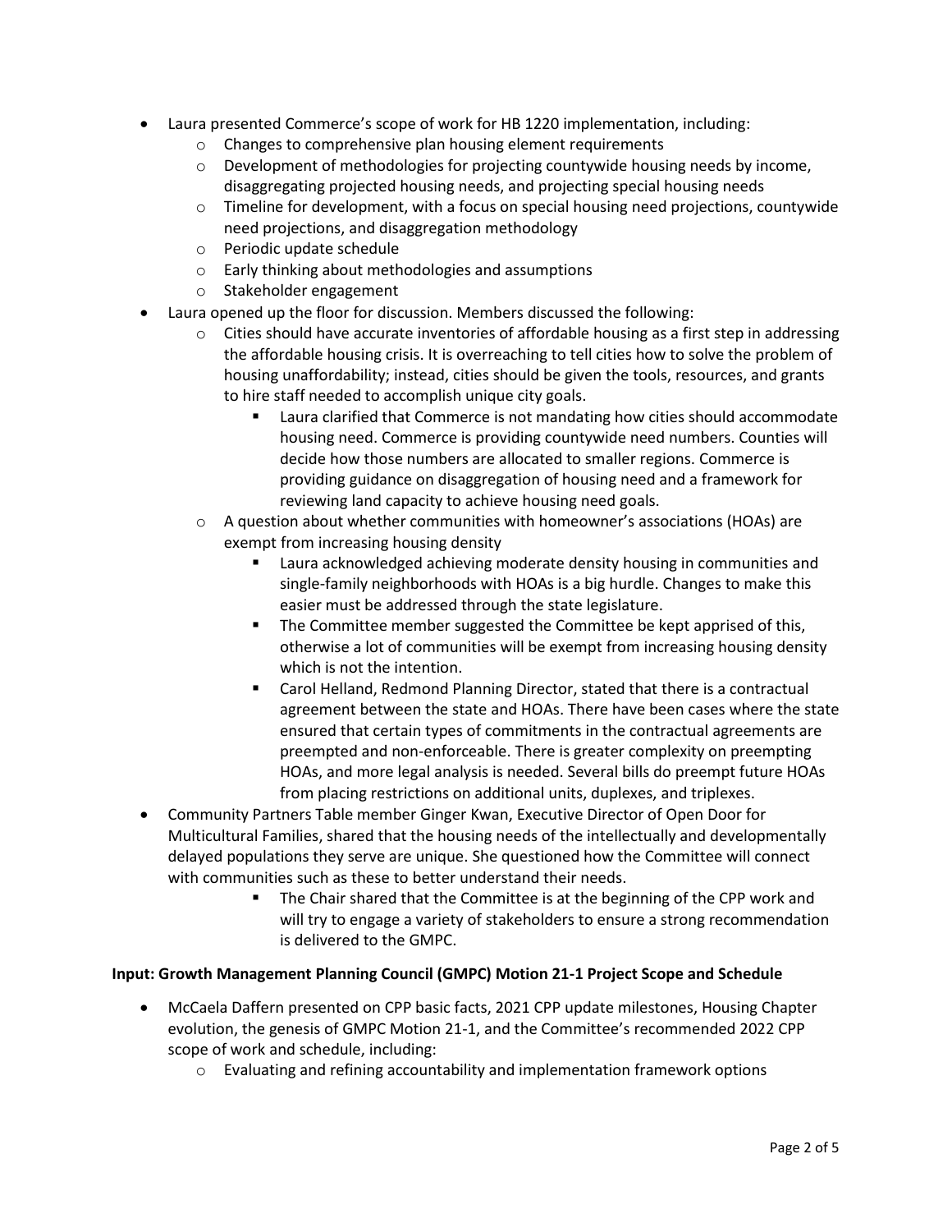- Laura presented Commerce's scope of work for HB 1220 implementation, including:
  - Changes to comprehensive plan housing element requirements
  - Development of methodologies for projecting countywide housing needs by income, disaggregating projected housing needs, and projecting special housing needs
  - Timeline for development, with a focus on special housing need projections, countywide need projections, and disaggregation methodology
  - Periodic update schedule
  - Early thinking about methodologies and assumptions
  - Stakeholder engagement
- Laura opened up the floor for discussion. Members discussed the following:
  - Cities should have accurate inventories of affordable housing as a first step in addressing the affordable housing crisis. It is overreaching to tell cities how to solve the problem of housing unaffordability; instead, cities should be given the tools, resources, and grants to hire staff needed to accomplish unique city goals.
    - Laura clarified that Commerce is not mandating how cities should accommodate housing need. Commerce is providing countywide need numbers. Counties will decide how those numbers are allocated to smaller regions. Commerce is providing guidance on disaggregation of housing need and a framework for reviewing land capacity to achieve housing need goals.
  - A question about whether communities with homeowner's associations (HOAs) are exempt from increasing housing density
    - Laura acknowledged achieving moderate density housing in communities and single-family neighborhoods with HOAs is a big hurdle. Changes to make this easier must be addressed through the state legislature.
    - The Committee member suggested the Committee be kept apprised of this, otherwise a lot of communities will be exempt from increasing housing density which is not the intention.
    - Carol Helland, Redmond Planning Director, stated that there is a contractual agreement between the state and HOAs. There have been cases where the state ensured that certain types of commitments in the contractual agreements are preempted and non-enforceable. There is greater complexity on preempting HOAs, and more legal analysis is needed. Several bills do preempt future HOAs from placing restrictions on additional units, duplexes, and triplexes.
- Community Partners Table member Ginger Kwan, Executive Director of Open Door for Multicultural Families, shared that the housing needs of the intellectually and developmentally delayed populations they serve are unique. She questioned how the Committee will connect with communities such as these to better understand their needs.
    - The Chair shared that the Committee is at the beginning of the CPP work and will try to engage a variety of stakeholders to ensure a strong recommendation is delivered to the GMPC.

**Input: Growth Management Planning Council (GMPC) Motion 21-1 Project Scope and Schedule**

- McCaela Daffern presented on CPP basic facts, 2021 CPP update milestones, Housing Chapter evolution, the genesis of GMPC Motion 21-1, and the Committee's recommended 2022 CPP scope of work and schedule, including:
  - Evaluating and refining accountability and implementation framework options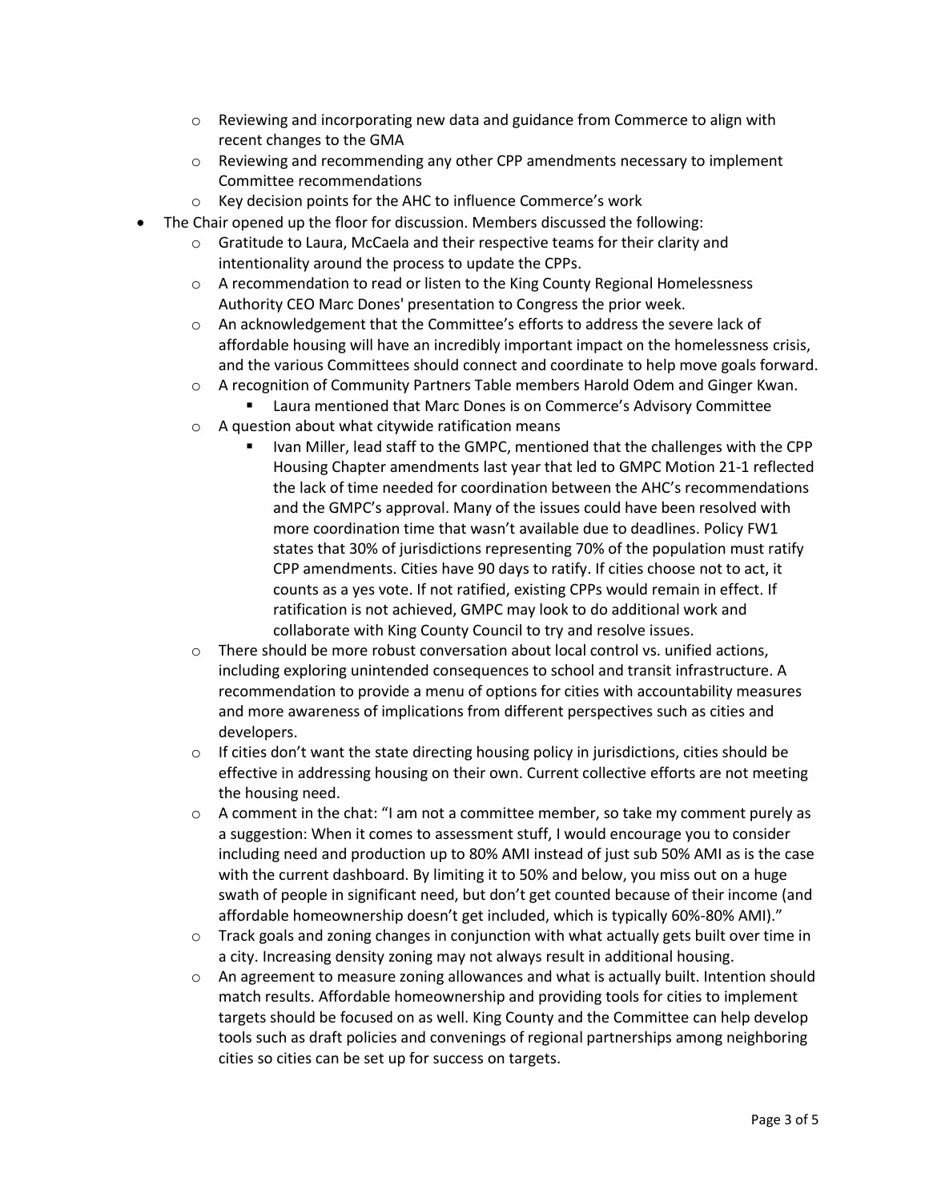- Reviewing and incorporating new data and guidance from Commerce to align with recent changes to the GMA
  - Reviewing and recommending any other CPP amendments necessary to implement Committee recommendations
  - Key decision points for the AHC to influence Commerce's work
- The Chair opened up the floor for discussion. Members discussed the following:
  - Gratitude to Laura, McCaela and their respective teams for their clarity and intentionality around the process to update the CPPs.
  - A recommendation to read or listen to the King County Regional Homelessness Authority CEO Marc Dones' presentation to Congress the prior week.
  - An acknowledgement that the Committee's efforts to address the severe lack of affordable housing will have an incredibly important impact on the homelessness crisis, and the various Committees should connect and coordinate to help move goals forward.
  - A recognition of Community Partners Table members Harold Odem and Ginger Kwan.
    - Laura mentioned that Marc Dones is on Commerce's Advisory Committee
  - A question about what citywide ratification means
    - Ivan Miller, lead staff to the GMPC, mentioned that the challenges with the CPP Housing Chapter amendments last year that led to GMPC Motion 21-1 reflected the lack of time needed for coordination between the AHC's recommendations and the GMPC's approval. Many of the issues could have been resolved with more coordination time that wasn't available due to deadlines. Policy FW1 states that 30% of jurisdictions representing 70% of the population must ratify CPP amendments. Cities have 90 days to ratify. If cities choose not to act, it counts as a yes vote. If not ratified, existing CPPs would remain in effect. If ratification is not achieved, GMPC may look to do additional work and collaborate with King County Council to try and resolve issues.
  - There should be more robust conversation about local control vs. unified actions, including exploring unintended consequences to school and transit infrastructure. A recommendation to provide a menu of options for cities with accountability measures and more awareness of implications from different perspectives such as cities and developers.
  - If cities don't want the state directing housing policy in jurisdictions, cities should be effective in addressing housing on their own. Current collective efforts are not meeting the housing need.
  - A comment in the chat: "I am not a committee member, so take my comment purely as a suggestion: When it comes to assessment stuff, I would encourage you to consider including need and production up to 80% AMI instead of just sub 50% AMI as is the case with the current dashboard. By limiting it to 50% and below, you miss out on a huge swath of people in significant need, but don't get counted because of their income (and affordable homeownership doesn't get included, which is typically 60%-80% AMI)."
  - Track goals and zoning changes in conjunction with what actually gets built over time in a city. Increasing density zoning may not always result in additional housing.
  - An agreement to measure zoning allowances and what is actually built. Intention should match results. Affordable homeownership and providing tools for cities to implement targets should be focused on as well. King County and the Committee can help develop tools such as draft policies and convenings of regional partnerships among neighboring cities so cities can be set up for success on targets.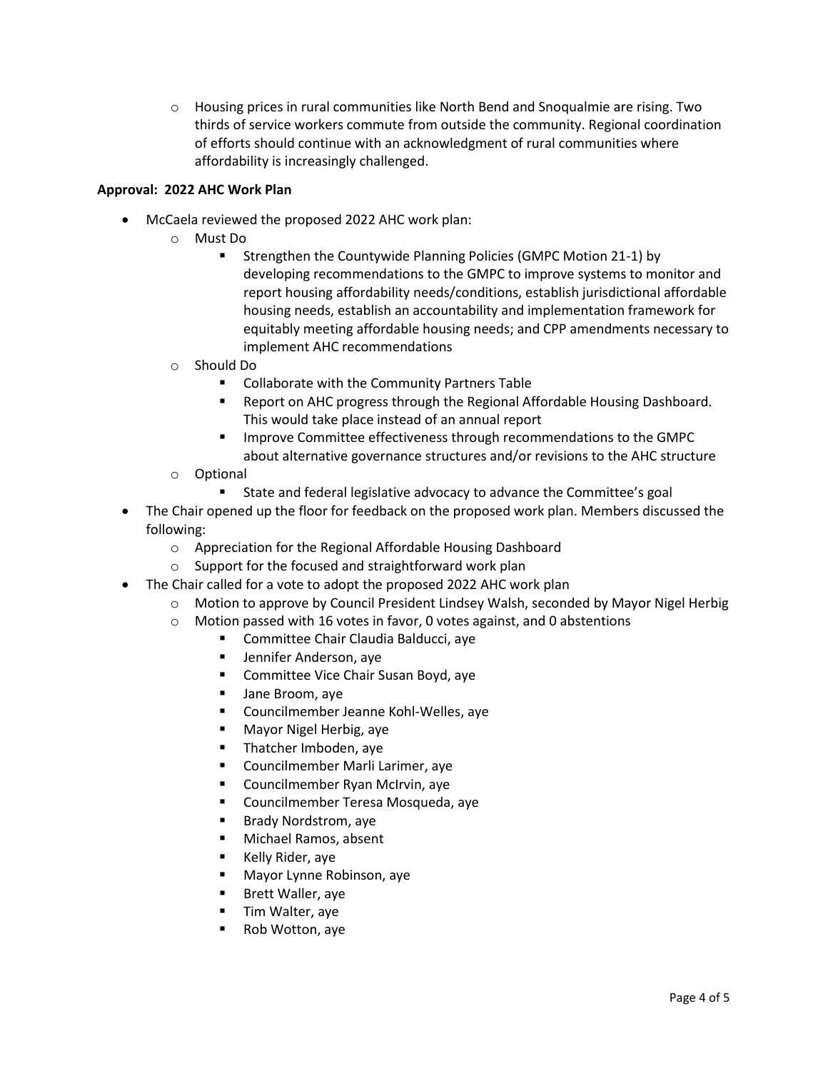- Housing prices in rural communities like North Bend and Snoqualmie are rising. Two thirds of service workers commute from outside the community. Regional coordination of efforts should continue with an acknowledgment of rural communities where affordability is increasingly challenged.

**Approval: 2022 AHC Work Plan**

- McCaela reviewed the proposed 2022 AHC work plan:
  - Must Do
    - Strengthen the Countywide Planning Policies (GMPC Motion 21-1) by developing recommendations to the GMPC to improve systems to monitor and report housing affordability needs/conditions, establish jurisdictional affordable housing needs, establish an accountability and implementation framework for equitably meeting affordable housing needs; and CPP amendments necessary to implement AHC recommendations
  - Should Do
    - Collaborate with the Community Partners Table
    - Report on AHC progress through the Regional Affordable Housing Dashboard. This would take place instead of an annual report
    - Improve Committee effectiveness through recommendations to the GMPC about alternative governance structures and/or revisions to the AHC structure
  - Optional
    - State and federal legislative advocacy to advance the Committee's goal
- The Chair opened up the floor for feedback on the proposed work plan. Members discussed the following:
  - Appreciation for the Regional Affordable Housing Dashboard
  - Support for the focused and straightforward work plan
- The Chair called for a vote to adopt the proposed 2022 AHC work plan
  - Motion to approve by Council President Lindsey Walsh, seconded by Mayor Nigel Herbig
  - Motion passed with 16 votes in favor, 0 votes against, and 0 abstentions
    - Committee Chair Claudia Balducci, aye
    - Jennifer Anderson, aye
    - Committee Vice Chair Susan Boyd, aye
    - Jane Broom, aye
    - Councilmember Jeanne Kohl-Welles, aye
    - Mayor Nigel Herbig, aye
    - Thatcher Imboden, aye
    - Councilmember Marli Larimer, aye
    - Councilmember Ryan McIrvin, aye
    - Councilmember Teresa Mosqueda, aye
    - Brady Nordstrom, aye
    - Michael Ramos, absent
    - Kelly Rider, aye
    - Mayor Lynne Robinson, aye
    - Brett Waller, aye
    - Tim Walter, aye
    - Rob Wotton, aye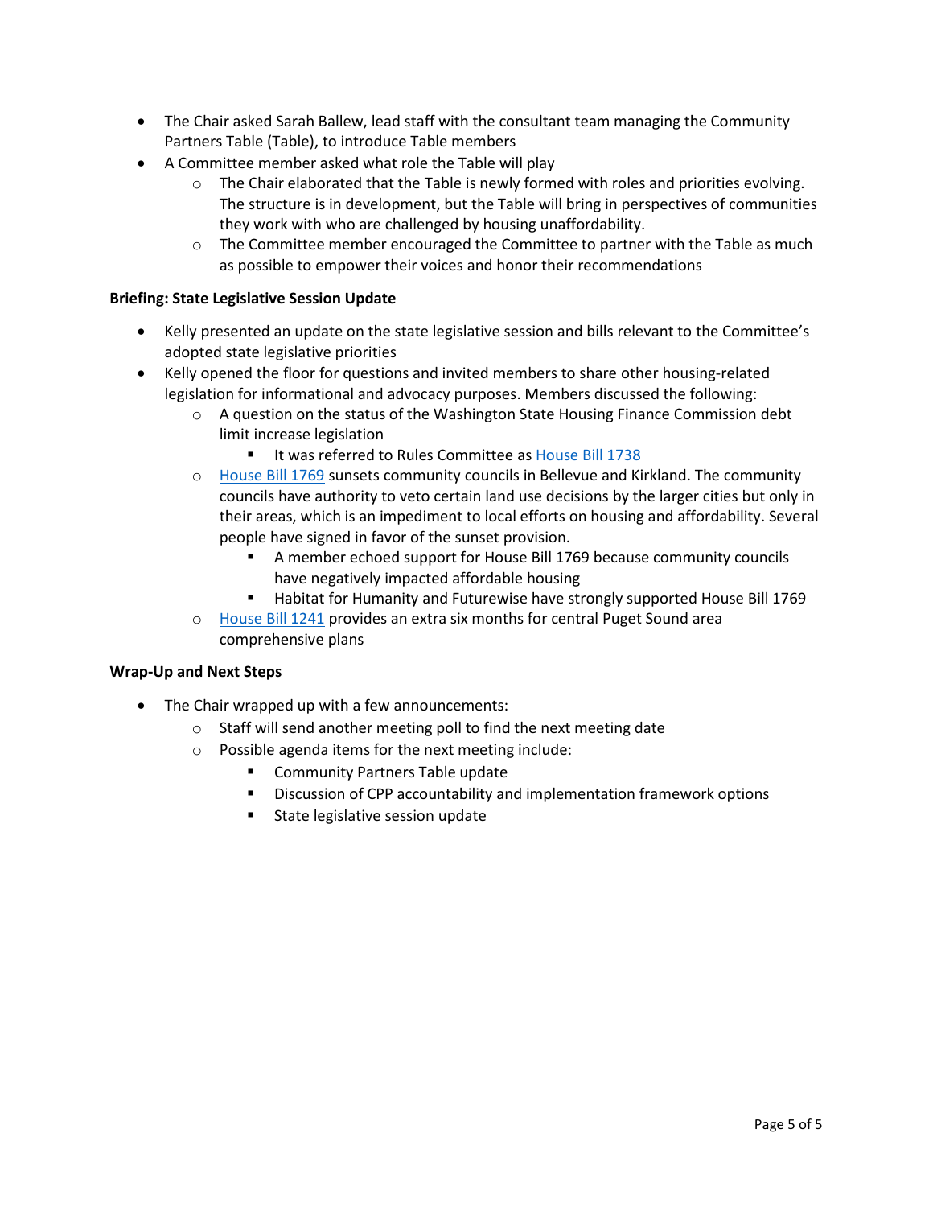- The Chair asked Sarah Ballew, lead staff with the consultant team managing the Community Partners Table (Table), to introduce Table members
- A Committee member asked what role the Table will play
  - The Chair elaborated that the Table is newly formed with roles and priorities evolving. The structure is in development, but the Table will bring in perspectives of communities they work with who are challenged by housing unaffordability.
  - The Committee member encouraged the Committee to partner with the Table as much as possible to empower their voices and honor their recommendations

**Briefing: State Legislative Session Update**

- Kelly presented an update on the state legislative session and bills relevant to the Committee's adopted state legislative priorities
- Kelly opened the floor for questions and invited members to share other housing-related legislation for informational and advocacy purposes. Members discussed the following:
  - A question on the status of the Washington State Housing Finance Commission debt limit increase legislation
    - It was referred to Rules Committee as House Bill 1738
  - House Bill 1769 sunsets community councils in Bellevue and Kirkland. The community councils have authority to veto certain land use decisions by the larger cities but only in their areas, which is an impediment to local efforts on housing and affordability. Several people have signed in favor of the sunset provision.
    - A member echoed support for House Bill 1769 because community councils have negatively impacted affordable housing
    - Habitat for Humanity and Futurewise have strongly supported House Bill 1769
  - House Bill 1241 provides an extra six months for central Puget Sound area comprehensive plans

**Wrap-Up and Next Steps**

- The Chair wrapped up with a few announcements:
  - Staff will send another meeting poll to find the next meeting date
  - Possible agenda items for the next meeting include:
    - Community Partners Table update
    - Discussion of CPP accountability and implementation framework options
    - State legislative session update